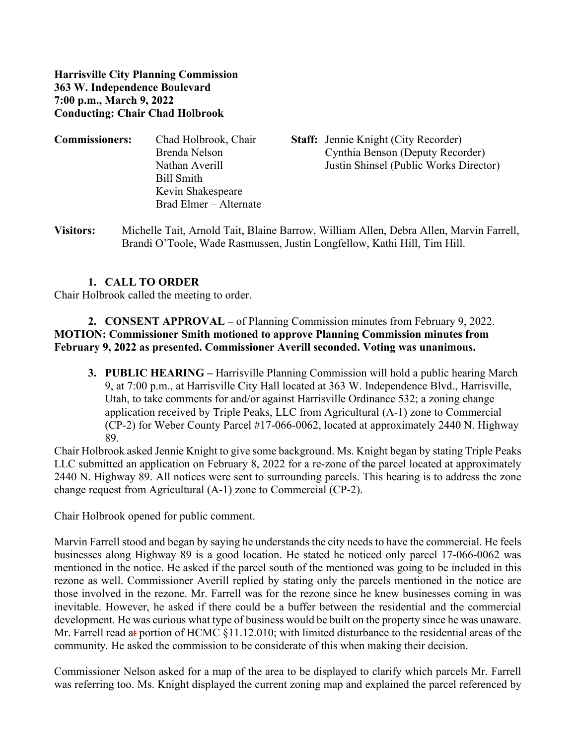**Harrisville City Planning Commission**
**363 W. Independence Boulevard**
**7:00 p.m., March 9, 2022**
**Conducting: Chair Chad Holbrook**

| **Commissioners:** | | **Staff:** |
|---|---|---|
| | Chad Holbrook, Chair | Jennie Knight (City Recorder) |
| | Brenda Nelson | Cynthia Benson (Deputy Recorder) |
| | Nathan Averill | Justin Shinsel (Public Works Director) |
| | Bill Smith | |
| | Kevin Shakespeare | |
| | Brad Elmer – Alternate | |

**Visitors:** Michelle Tait, Arnold Tait, Blaine Barrow, William Allen, Debra Allen, Marvin Farrell, Brandi O'Toole, Wade Rasmussen, Justin Longfellow, Kathi Hill, Tim Hill.

1. **CALL TO ORDER**

Chair Holbrook called the meeting to order.

2. **CONSENT APPROVAL –** of Planning Commission minutes from February 9, 2022.

**MOTION: Commissioner Smith motioned to approve Planning Commission minutes from February 9, 2022 as presented. Commissioner Averill seconded. Voting was unanimous.**

3. **PUBLIC HEARING –** Harrisville Planning Commission will hold a public hearing March 9, at 7:00 p.m., at Harrisville City Hall located at 363 W. Independence Blvd., Harrisville, Utah, to take comments for and/or against Harrisville Ordinance 532; a zoning change application received by Triple Peaks, LLC from Agricultural (A-1) zone to Commercial (CP-2) for Weber County Parcel #17-066-0062, located at approximately 2440 N. Highway 89.

Chair Holbrook asked Jennie Knight to give some background. Ms. Knight began by stating Triple Peaks LLC submitted an application on February 8, 2022 for a re-zone of ~~the~~ parcel located at approximately 2440 N. Highway 89. All notices were sent to surrounding parcels. This hearing is to address the zone change request from Agricultural (A-1) zone to Commercial (CP-2).

Chair Holbrook opened for public comment.

Marvin Farrell stood and began by saying he understands the city needs to have the commercial. He feels businesses along Highway 89 is a good location. He stated he noticed only parcel 17-066-0062 was mentioned in the notice. He asked if the parcel south of the mentioned was going to be included in this rezone as well. Commissioner Averill replied by stating only the parcels mentioned in the notice are those involved in the rezone. Mr. Farrell was for the rezone since he knew businesses coming in was inevitable. However, he asked if there could be a buffer between the residential and the commercial development. He was curious what type of business would be built on the property since he was unaware. Mr. Farrell read a~~t~~ portion of HCMC §11.12.010; with limited disturbance to the residential areas of the community. He asked the commission to be considerate of this when making their decision.

Commissioner Nelson asked for a map of the area to be displayed to clarify which parcels Mr. Farrell was referring too. Ms. Knight displayed the current zoning map and explained the parcel referenced by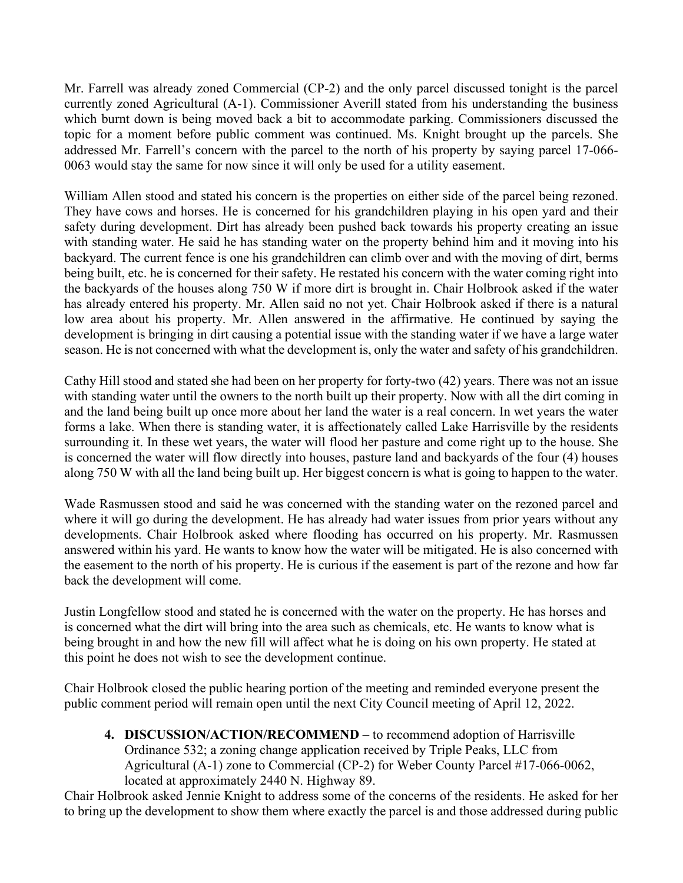Mr. Farrell was already zoned Commercial (CP-2) and the only parcel discussed tonight is the parcel currently zoned Agricultural (A-1). Commissioner Averill stated from his understanding the business which burnt down is being moved back a bit to accommodate parking. Commissioners discussed the topic for a moment before public comment was continued. Ms. Knight brought up the parcels. She addressed Mr. Farrell's concern with the parcel to the north of his property by saying parcel 17-066-0063 would stay the same for now since it will only be used for a utility easement.

William Allen stood and stated his concern is the properties on either side of the parcel being rezoned. They have cows and horses. He is concerned for his grandchildren playing in his open yard and their safety during development. Dirt has already been pushed back towards his property creating an issue with standing water. He said he has standing water on the property behind him and it moving into his backyard. The current fence is one his grandchildren can climb over and with the moving of dirt, berms being built, etc. he is concerned for their safety. He restated his concern with the water coming right into the backyards of the houses along 750 W if more dirt is brought in. Chair Holbrook asked if the water has already entered his property. Mr. Allen said no not yet. Chair Holbrook asked if there is a natural low area about his property. Mr. Allen answered in the affirmative. He continued by saying the development is bringing in dirt causing a potential issue with the standing water if we have a large water season. He is not concerned with what the development is, only the water and safety of his grandchildren.

Cathy Hill stood and stated she had been on her property for forty-two (42) years. There was not an issue with standing water until the owners to the north built up their property. Now with all the dirt coming in and the land being built up once more about her land the water is a real concern. In wet years the water forms a lake. When there is standing water, it is affectionately called Lake Harrisville by the residents surrounding it. In these wet years, the water will flood her pasture and come right up to the house. She is concerned the water will flow directly into houses, pasture land and backyards of the four (4) houses along 750 W with all the land being built up. Her biggest concern is what is going to happen to the water.

Wade Rasmussen stood and said he was concerned with the standing water on the rezoned parcel and where it will go during the development. He has already had water issues from prior years without any developments. Chair Holbrook asked where flooding has occurred on his property. Mr. Rasmussen answered within his yard. He wants to know how the water will be mitigated. He is also concerned with the easement to the north of his property. He is curious if the easement is part of the rezone and how far back the development will come.

Justin Longfellow stood and stated he is concerned with the water on the property. He has horses and is concerned what the dirt will bring into the area such as chemicals, etc. He wants to know what is being brought in and how the new fill will affect what he is doing on his own property. He stated at this point he does not wish to see the development continue.

Chair Holbrook closed the public hearing portion of the meeting and reminded everyone present the public comment period will remain open until the next City Council meeting of April 12, 2022.

4. **DISCUSSION/ACTION/RECOMMEND** – to recommend adoption of Harrisville Ordinance 532; a zoning change application received by Triple Peaks, LLC from Agricultural (A-1) zone to Commercial (CP-2) for Weber County Parcel #17-066-0062, located at approximately 2440 N. Highway 89.

Chair Holbrook asked Jennie Knight to address some of the concerns of the residents. He asked for her to bring up the development to show them where exactly the parcel is and those addressed during public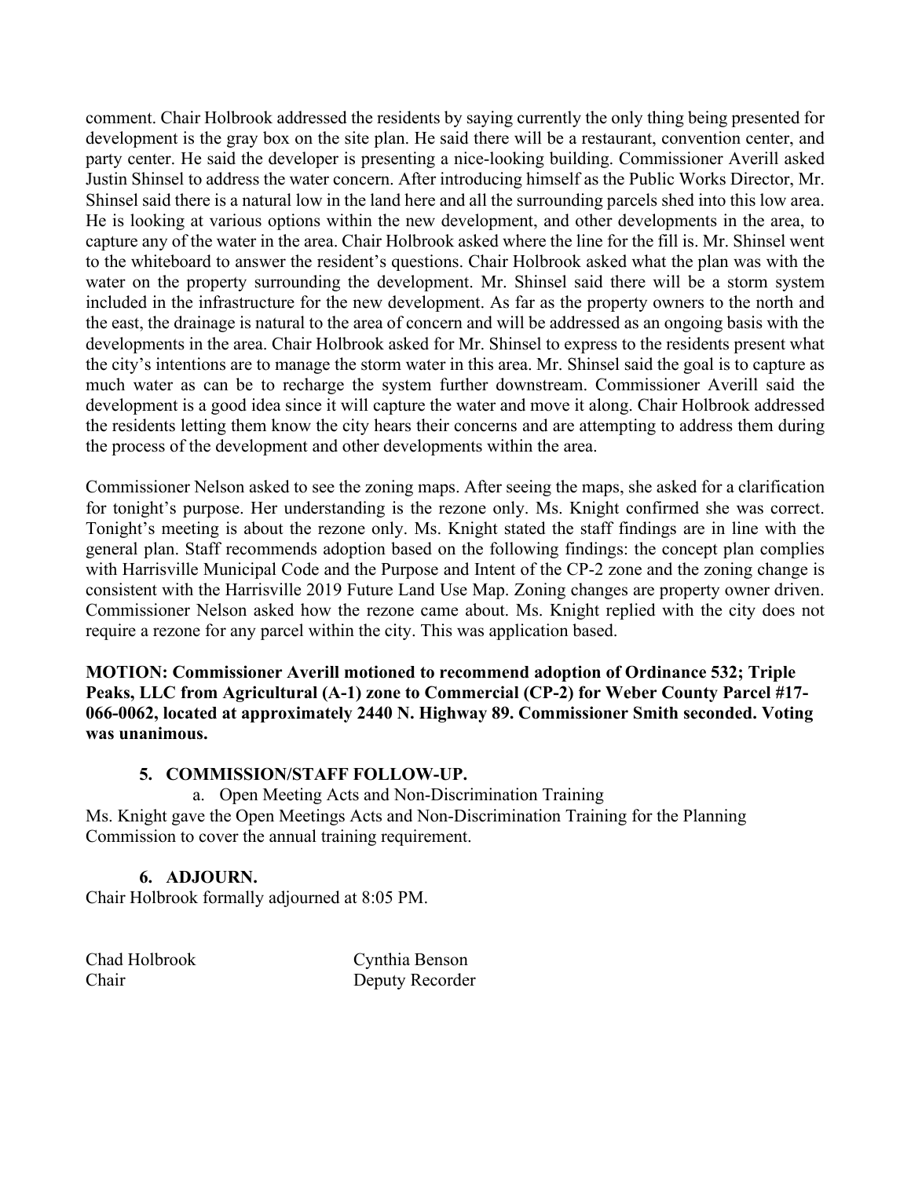comment. Chair Holbrook addressed the residents by saying currently the only thing being presented for development is the gray box on the site plan. He said there will be a restaurant, convention center, and party center. He said the developer is presenting a nice-looking building. Commissioner Averill asked Justin Shinsel to address the water concern. After introducing himself as the Public Works Director, Mr. Shinsel said there is a natural low in the land here and all the surrounding parcels shed into this low area. He is looking at various options within the new development, and other developments in the area, to capture any of the water in the area. Chair Holbrook asked where the line for the fill is. Mr. Shinsel went to the whiteboard to answer the resident's questions. Chair Holbrook asked what the plan was with the water on the property surrounding the development. Mr. Shinsel said there will be a storm system included in the infrastructure for the new development. As far as the property owners to the north and the east, the drainage is natural to the area of concern and will be addressed as an ongoing basis with the developments in the area. Chair Holbrook asked for Mr. Shinsel to express to the residents present what the city's intentions are to manage the storm water in this area. Mr. Shinsel said the goal is to capture as much water as can be to recharge the system further downstream. Commissioner Averill said the development is a good idea since it will capture the water and move it along. Chair Holbrook addressed the residents letting them know the city hears their concerns and are attempting to address them during the process of the development and other developments within the area.

Commissioner Nelson asked to see the zoning maps. After seeing the maps, she asked for a clarification for tonight's purpose. Her understanding is the rezone only. Ms. Knight confirmed she was correct. Tonight's meeting is about the rezone only. Ms. Knight stated the staff findings are in line with the general plan. Staff recommends adoption based on the following findings: the concept plan complies with Harrisville Municipal Code and the Purpose and Intent of the CP-2 zone and the zoning change is consistent with the Harrisville 2019 Future Land Use Map. Zoning changes are property owner driven. Commissioner Nelson asked how the rezone came about. Ms. Knight replied with the city does not require a rezone for any parcel within the city. This was application based.

**MOTION: Commissioner Averill motioned to recommend adoption of Ordinance 532; Triple Peaks, LLC from Agricultural (A-1) zone to Commercial (CP-2) for Weber County Parcel #17-066-0062, located at approximately 2440 N. Highway 89. Commissioner Smith seconded. Voting was unanimous.**

### 5. COMMISSION/STAFF FOLLOW-UP.

a. Open Meeting Acts and Non-Discrimination Training

Ms. Knight gave the Open Meetings Acts and Non-Discrimination Training for the Planning Commission to cover the annual training requirement.

### 6. ADJOURN.

Chair Holbrook formally adjourned at 8:05 PM.

Chad Holbrook
Chair

Cynthia Benson
Deputy Recorder